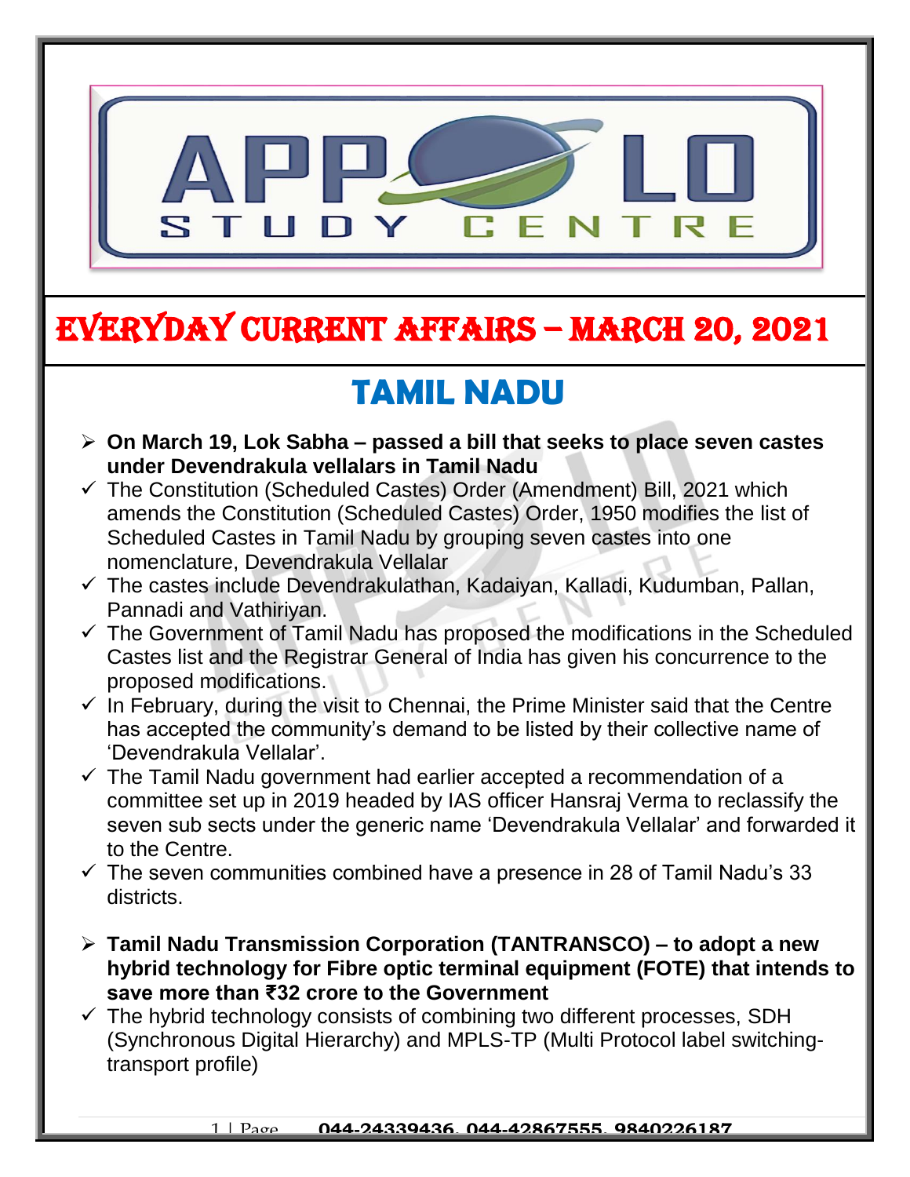# EVERYDAY CURRENT AFFAIRS – MARCH 20, 2021

## TAMIL NADU

- **On March 19, Lok Sabha – passed a bill that seeks to place seven castes under Devendrakula vellalars in Tamil Nadu**
  - ✓ The Constitution (Scheduled Castes) Order (Amendment) Bill, 2021 which amends the Constitution (Scheduled Castes) Order, 1950 modifies the list of Scheduled Castes in Tamil Nadu by grouping seven castes into one nomenclature, Devendrakula Vellalar
  - ✓ The castes include Devendrakulathan, Kadaiyan, Kalladi, Kudumban, Pallan, Pannadi and Vathiriyan.
  - ✓ The Government of Tamil Nadu has proposed the modifications in the Scheduled Castes list and the Registrar General of India has given his concurrence to the proposed modifications.
  - ✓ In February, during the visit to Chennai, the Prime Minister said that the Centre has accepted the community's demand to be listed by their collective name of 'Devendrakula Vellalar'.
  - ✓ The Tamil Nadu government had earlier accepted a recommendation of a committee set up in 2019 headed by IAS officer Hansraj Verma to reclassify the seven sub sects under the generic name 'Devendrakula Vellalar' and forwarded it to the Centre.
  - ✓ The seven communities combined have a presence in 28 of Tamil Nadu's 33 districts.

- **Tamil Nadu Transmission Corporation (TANTRANSCO) – to adopt a new hybrid technology for Fibre optic terminal equipment (FOTE) that intends to save more than ₹32 crore to the Government**
  - ✓ The hybrid technology consists of combining two different processes, SDH (Synchronous Digital Hierarchy) and MPLS-TP (Multi Protocol label switching-transport profile)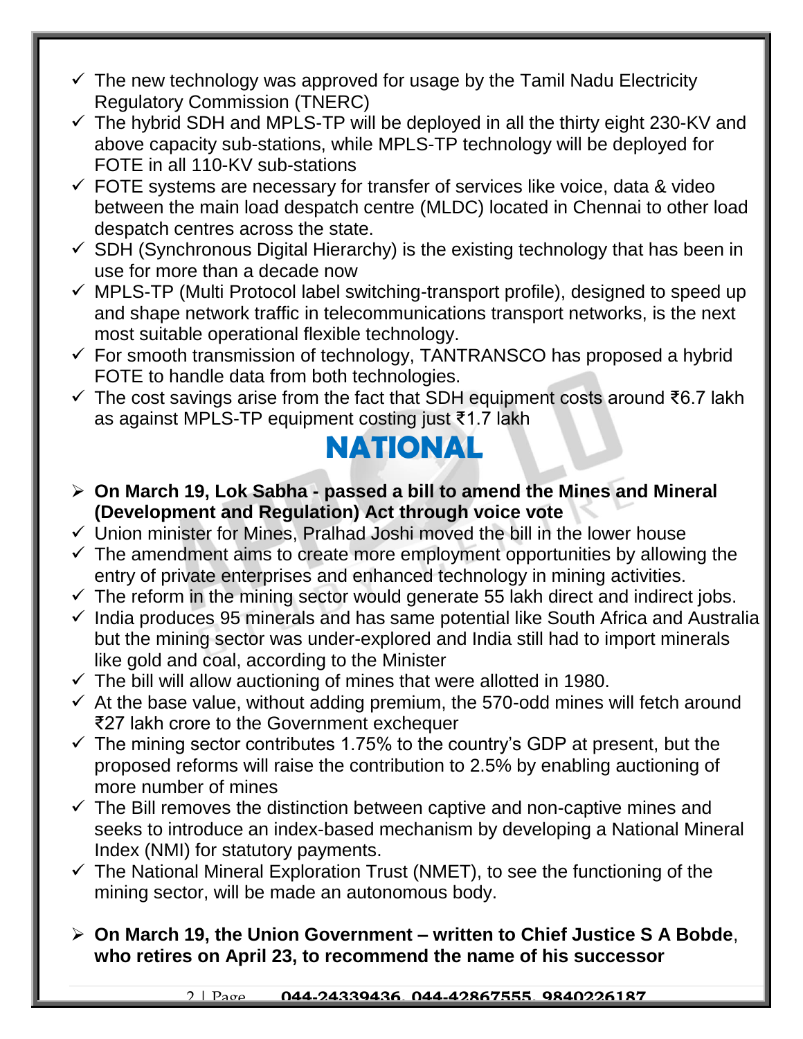- ✓ The new technology was approved for usage by the Tamil Nadu Electricity Regulatory Commission (TNERC)
- ✓ The hybrid SDH and MPLS-TP will be deployed in all the thirty eight 230-KV and above capacity sub-stations, while MPLS-TP technology will be deployed for FOTE in all 110-KV sub-stations
- ✓ FOTE systems are necessary for transfer of services like voice, data & video between the main load despatch centre (MLDC) located in Chennai to other load despatch centres across the state.
- ✓ SDH (Synchronous Digital Hierarchy) is the existing technology that has been in use for more than a decade now
- ✓ MPLS-TP (Multi Protocol label switching-transport profile), designed to speed up and shape network traffic in telecommunications transport networks, is the next most suitable operational flexible technology.
- ✓ For smooth transmission of technology, TANTRANSCO has proposed a hybrid FOTE to handle data from both technologies.
- ✓ The cost savings arise from the fact that SDH equipment costs around ₹6.7 lakh as against MPLS-TP equipment costing just ₹1.7 lakh

# NATIONAL

- ➢ **On March 19, Lok Sabha - passed a bill to amend the Mines and Mineral (Development and Regulation) Act through voice vote**
- ✓ Union minister for Mines, Pralhad Joshi moved the bill in the lower house
- ✓ The amendment aims to create more employment opportunities by allowing the entry of private enterprises and enhanced technology in mining activities.
- ✓ The reform in the mining sector would generate 55 lakh direct and indirect jobs.
- ✓ India produces 95 minerals and has same potential like South Africa and Australia but the mining sector was under-explored and India still had to import minerals like gold and coal, according to the Minister
- ✓ The bill will allow auctioning of mines that were allotted in 1980.
- ✓ At the base value, without adding premium, the 570-odd mines will fetch around ₹27 lakh crore to the Government exchequer
- ✓ The mining sector contributes 1.75% to the country's GDP at present, but the proposed reforms will raise the contribution to 2.5% by enabling auctioning of more number of mines
- ✓ The Bill removes the distinction between captive and non-captive mines and seeks to introduce an index-based mechanism by developing a National Mineral Index (NMI) for statutory payments.
- ✓ The National Mineral Exploration Trust (NMET), to see the functioning of the mining sector, will be made an autonomous body.

- ➢ **On March 19, the Union Government – written to Chief Justice S A Bobde**, **who retires on April 23, to recommend the name of his successor**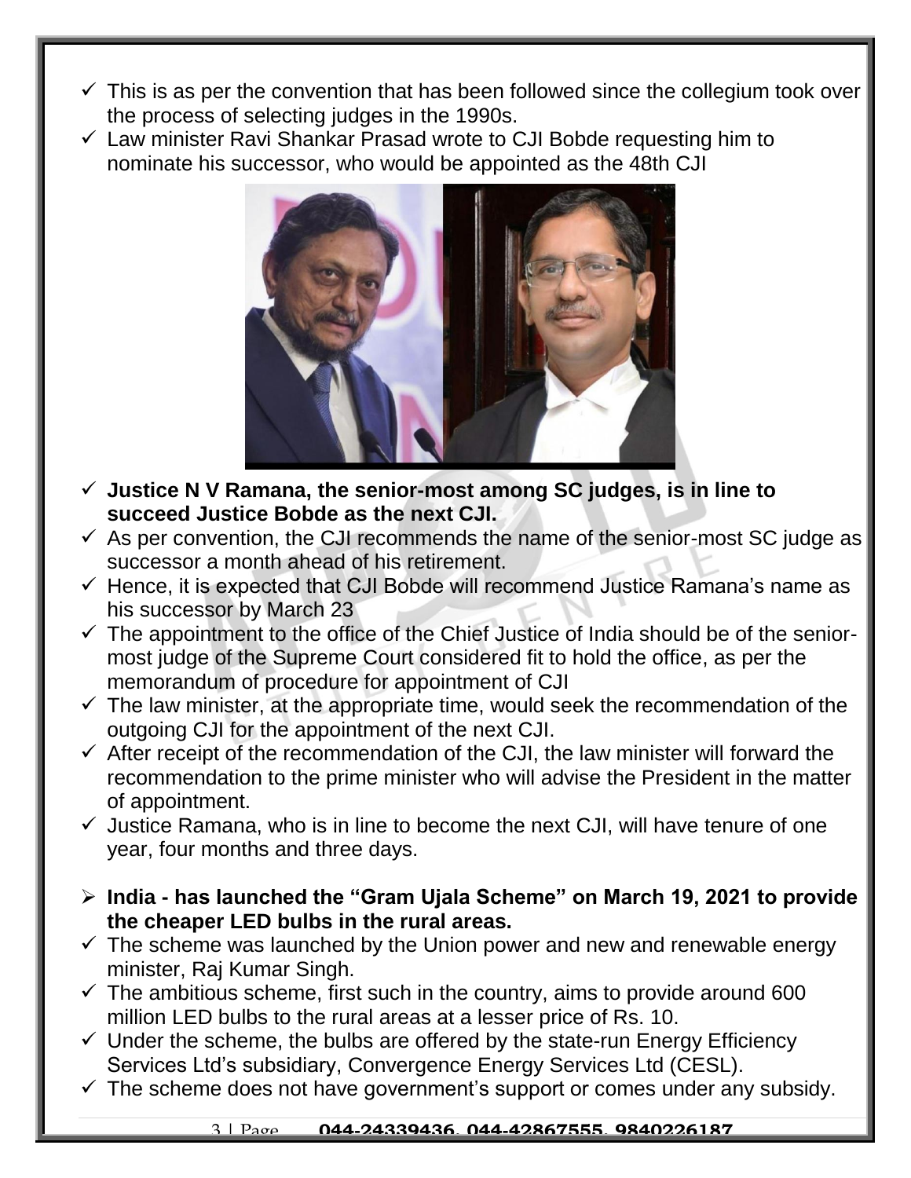- ✓ This is as per the convention that has been followed since the collegium took over the process of selecting judges in the 1990s.
- ✓ Law minister Ravi Shankar Prasad wrote to CJI Bobde requesting him to nominate his successor, who would be appointed as the 48th CJI
- ✓ **Justice N V Ramana, the senior-most among SC judges, is in line to succeed Justice Bobde as the next CJI.**
- ✓ As per convention, the CJI recommends the name of the senior-most SC judge as successor a month ahead of his retirement.
- ✓ Hence, it is expected that CJI Bobde will recommend Justice Ramana's name as his successor by March 23
- ✓ The appointment to the office of the Chief Justice of India should be of the senior-most judge of the Supreme Court considered fit to hold the office, as per the memorandum of procedure for appointment of CJI
- ✓ The law minister, at the appropriate time, would seek the recommendation of the outgoing CJI for the appointment of the next CJI.
- ✓ After receipt of the recommendation of the CJI, the law minister will forward the recommendation to the prime minister who will advise the President in the matter of appointment.
- ✓ Justice Ramana, who is in line to become the next CJI, will have tenure of one year, four months and three days.

- ➢ **India - has launched the "Gram Ujala Scheme" on March 19, 2021 to provide the cheaper LED bulbs in the rural areas.**
- ✓ The scheme was launched by the Union power and new and renewable energy minister, Raj Kumar Singh.
- ✓ The ambitious scheme, first such in the country, aims to provide around 600 million LED bulbs to the rural areas at a lesser price of Rs. 10.
- ✓ Under the scheme, the bulbs are offered by the state-run Energy Efficiency Services Ltd's subsidiary, Convergence Energy Services Ltd (CESL).
- ✓ The scheme does not have government's support or comes under any subsidy.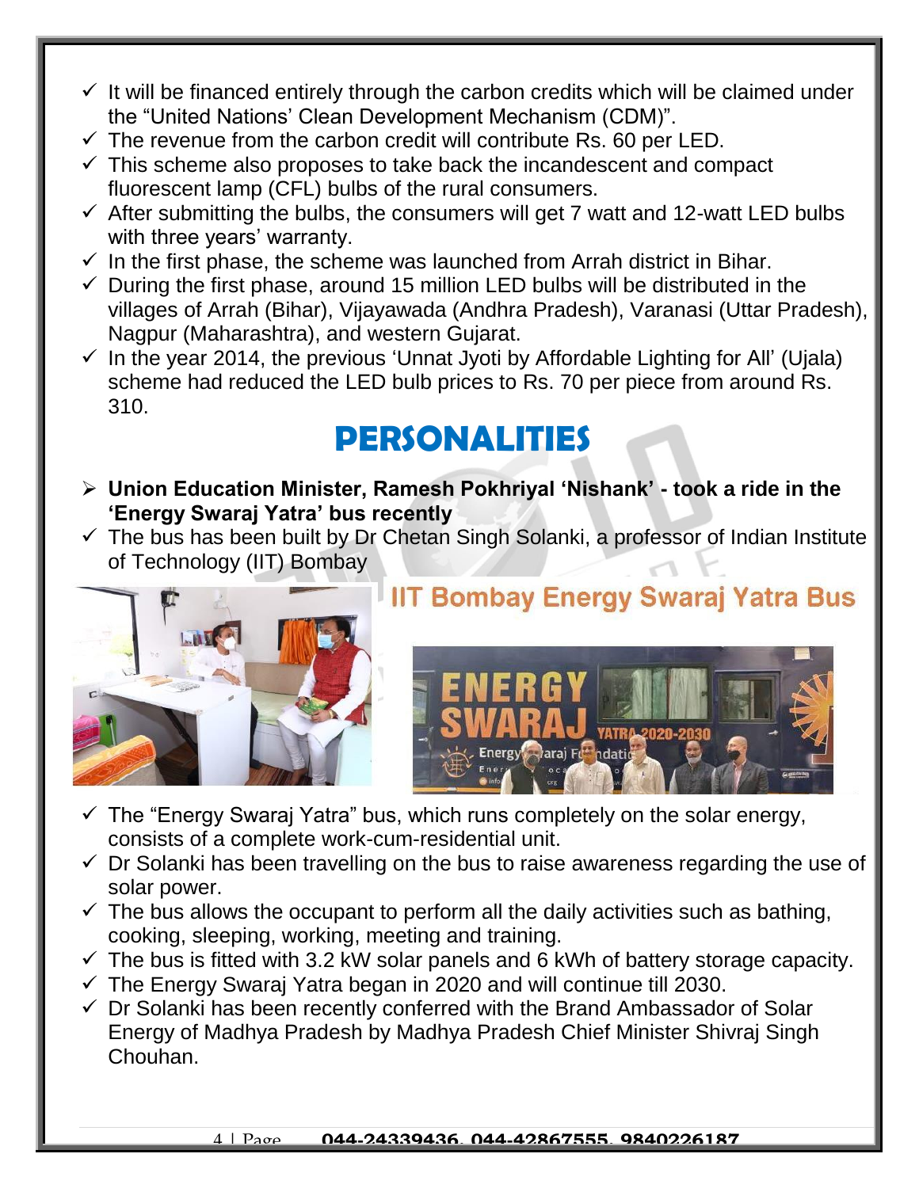- ✓ It will be financed entirely through the carbon credits which will be claimed under the "United Nations' Clean Development Mechanism (CDM)".
- ✓ The revenue from the carbon credit will contribute Rs. 60 per LED.
- ✓ This scheme also proposes to take back the incandescent and compact fluorescent lamp (CFL) bulbs of the rural consumers.
- ✓ After submitting the bulbs, the consumers will get 7 watt and 12-watt LED bulbs with three years' warranty.
- ✓ In the first phase, the scheme was launched from Arrah district in Bihar.
- ✓ During the first phase, around 15 million LED bulbs will be distributed in the villages of Arrah (Bihar), Vijayawada (Andhra Pradesh), Varanasi (Uttar Pradesh), Nagpur (Maharashtra), and western Gujarat.
- ✓ In the year 2014, the previous 'Unnat Jyoti by Affordable Lighting for All' (Ujala) scheme had reduced the LED bulb prices to Rs. 70 per piece from around Rs. 310.

# PERSONALITIES

- **Union Education Minister, Ramesh Pokhriyal 'Nishank' - took a ride in the 'Energy Swaraj Yatra' bus recently**
- ✓ The bus has been built by Dr Chetan Singh Solanki, a professor of Indian Institute of Technology (IIT) Bombay

## IIT Bombay Energy Swaraj Yatra Bus

- ✓ The "Energy Swaraj Yatra" bus, which runs completely on the solar energy, consists of a complete work-cum-residential unit.
- ✓ Dr Solanki has been travelling on the bus to raise awareness regarding the use of solar power.
- ✓ The bus allows the occupant to perform all the daily activities such as bathing, cooking, sleeping, working, meeting and training.
- ✓ The bus is fitted with 3.2 kW solar panels and 6 kWh of battery storage capacity.
- ✓ The Energy Swaraj Yatra began in 2020 and will continue till 2030.
- ✓ Dr Solanki has been recently conferred with the Brand Ambassador of Solar Energy of Madhya Pradesh by Madhya Pradesh Chief Minister Shivraj Singh Chouhan.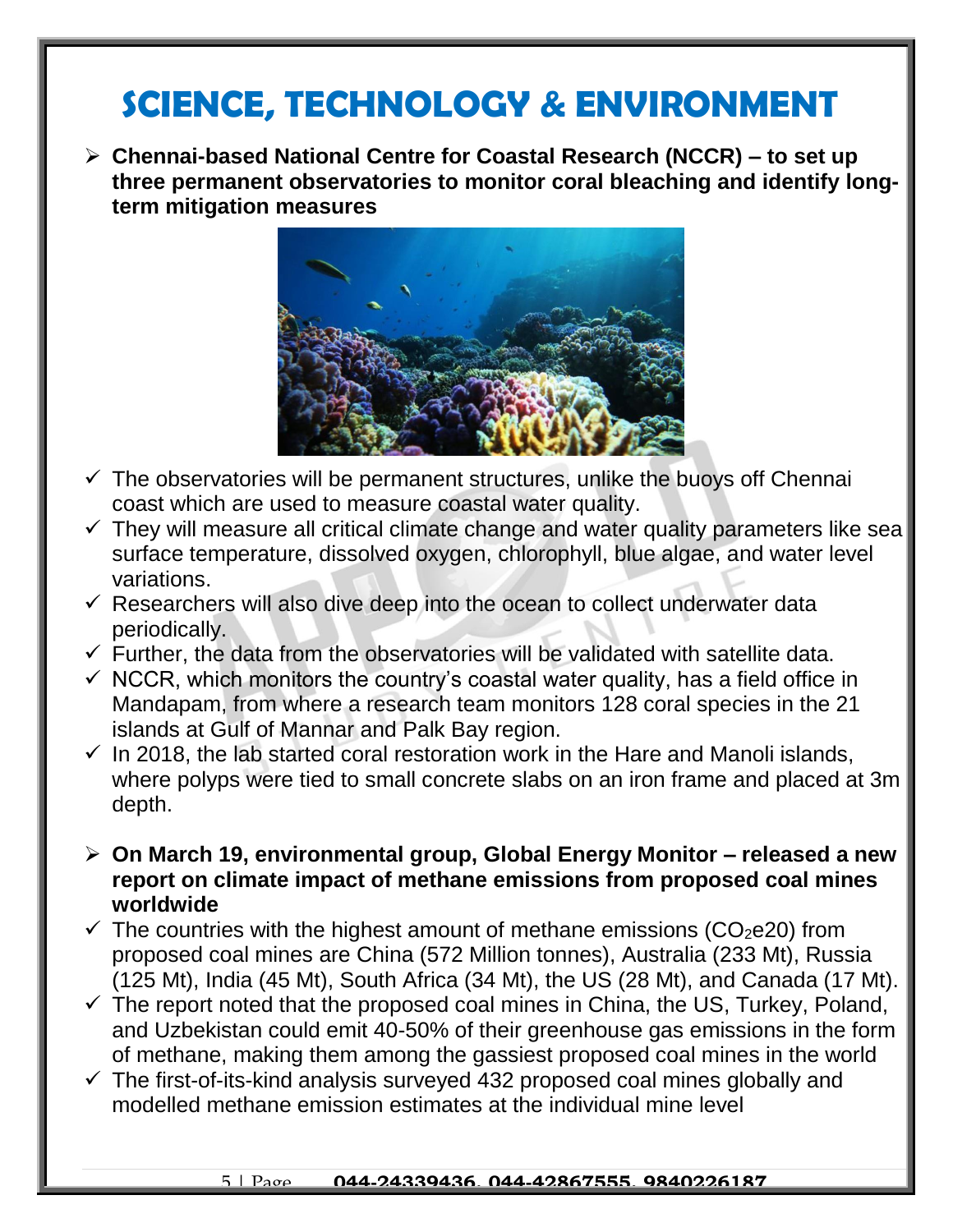# SCIENCE, TECHNOLOGY & ENVIRONMENT

- **Chennai-based National Centre for Coastal Research (NCCR) – to set up three permanent observatories to monitor coral bleaching and identify long-term mitigation measures**

  - The observatories will be permanent structures, unlike the buoys off Chennai coast which are used to measure coastal water quality.
  - They will measure all critical climate change and water quality parameters like sea surface temperature, dissolved oxygen, chlorophyll, blue algae, and water level variations.
  - Researchers will also dive deep into the ocean to collect underwater data periodically.
  - Further, the data from the observatories will be validated with satellite data.
  - NCCR, which monitors the country's coastal water quality, has a field office in Mandapam, from where a research team monitors 128 coral species in the 21 islands at Gulf of Mannar and Palk Bay region.
  - In 2018, the lab started coral restoration work in the Hare and Manoli islands, where polyps were tied to small concrete slabs on an iron frame and placed at 3m depth.

- **On March 19, environmental group, Global Energy Monitor – released a new report on climate impact of methane emissions from proposed coal mines worldwide**

  - The countries with the highest amount of methane emissions ($CO_2e20$) from proposed coal mines are China (572 Million tonnes), Australia (233 Mt), Russia (125 Mt), India (45 Mt), South Africa (34 Mt), the US (28 Mt), and Canada (17 Mt).
  - The report noted that the proposed coal mines in China, the US, Turkey, Poland, and Uzbekistan could emit 40-50% of their greenhouse gas emissions in the form of methane, making them among the gassiest proposed coal mines in the world
  - The first-of-its-kind analysis surveyed 432 proposed coal mines globally and modelled methane emission estimates at the individual mine level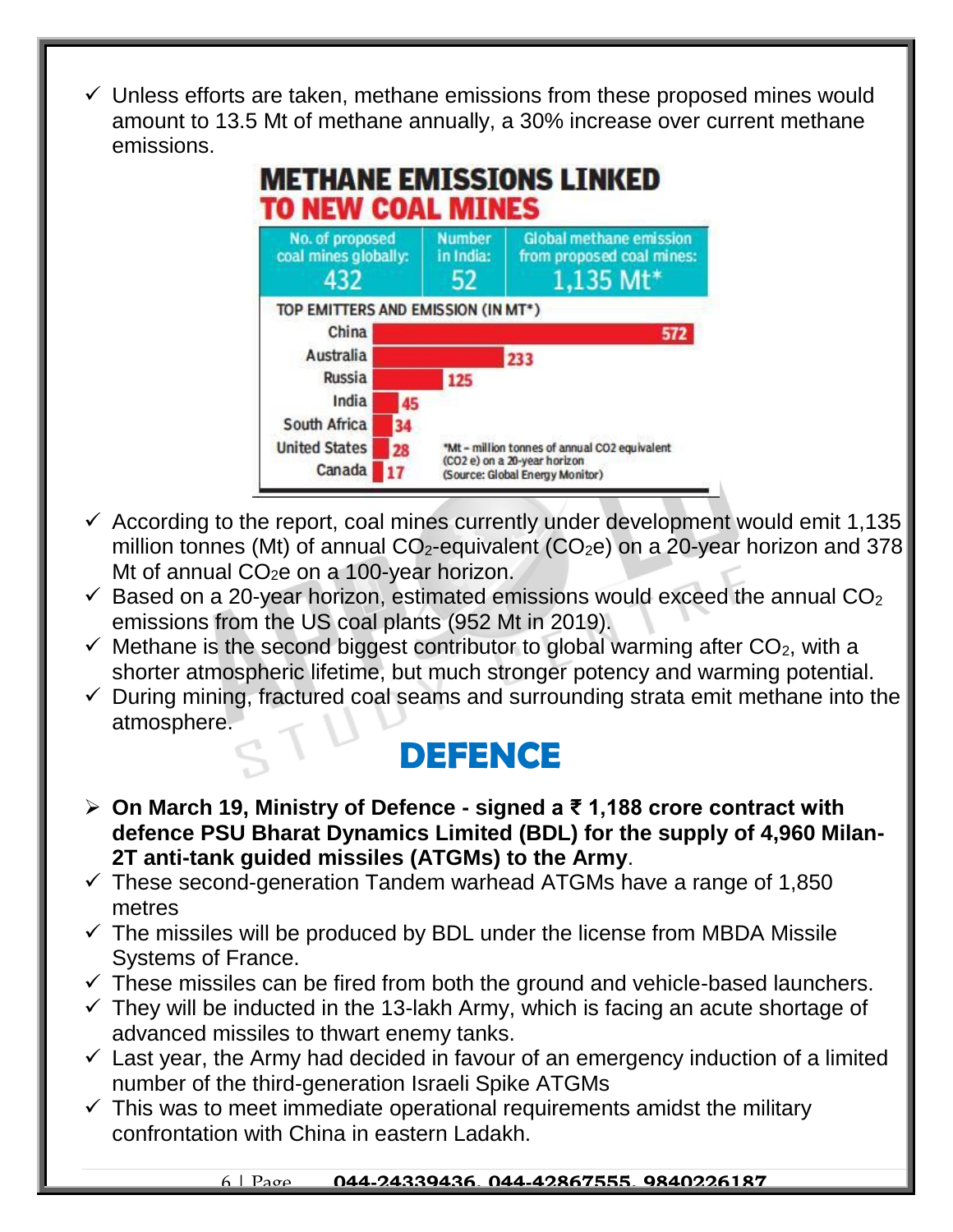- ✓ Unless efforts are taken, methane emissions from these proposed mines would amount to 13.5 Mt of methane annually, a 30% increase over current methane emissions.

**METHANE EMISSIONS LINKED TO NEW COAL MINES**

| No. of proposed coal mines globally: | Number in India: | Global methane emission from proposed coal mines: |
|---|---|---|
| 432 | 52 | 1,135 Mt* |

TOP EMITTERS AND EMISSION (IN MT*)

| Country | Emission |
|---|---|
| China | 572 |
| Australia | 233 |
| Russia | 125 |
| India | 45 |
| South Africa | 34 |
| United States | 28 |
| Canada | 17 |

*Mt – million tonnes of annual CO2 equivalent (CO2 e) on a 20-year horizon (Source: Global Energy Monitor)

- ✓ According to the report, coal mines currently under development would emit 1,135 million tonnes (Mt) of annual $CO_2$-equivalent ($CO_2e$) on a 20-year horizon and 378 Mt of annual $CO_2e$ on a 100-year horizon.
- ✓ Based on a 20-year horizon, estimated emissions would exceed the annual $CO_2$ emissions from the US coal plants (952 Mt in 2019).
- ✓ Methane is the second biggest contributor to global warming after $CO_2$, with a shorter atmospheric lifetime, but much stronger potency and warming potential.
- ✓ During mining, fractured coal seams and surrounding strata emit methane into the atmosphere.

# DEFENCE

- ➢ **On March 19, Ministry of Defence - signed a ₹ 1,188 crore contract with defence PSU Bharat Dynamics Limited (BDL) for the supply of 4,960 Milan-2T anti-tank guided missiles (ATGMs) to the Army**.
- ✓ These second-generation Tandem warhead ATGMs have a range of 1,850 metres
- ✓ The missiles will be produced by BDL under the license from MBDA Missile Systems of France.
- ✓ These missiles can be fired from both the ground and vehicle-based launchers.
- ✓ They will be inducted in the 13-lakh Army, which is facing an acute shortage of advanced missiles to thwart enemy tanks.
- ✓ Last year, the Army had decided in favour of an emergency induction of a limited number of the third-generation Israeli Spike ATGMs
- ✓ This was to meet immediate operational requirements amidst the military confrontation with China in eastern Ladakh.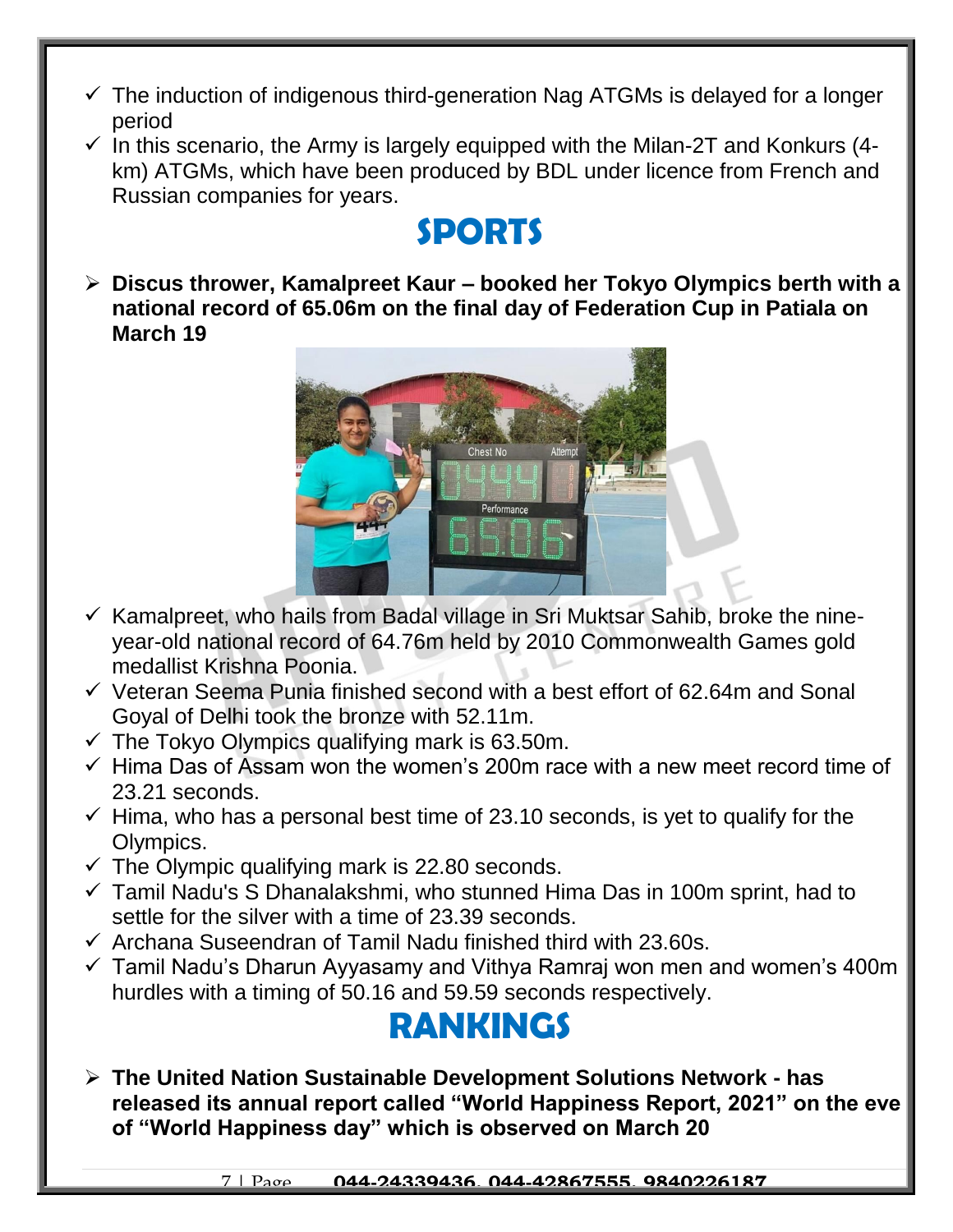- ✓ The induction of indigenous third-generation Nag ATGMs is delayed for a longer period
- ✓ In this scenario, the Army is largely equipped with the Milan-2T and Konkurs (4-km) ATGMs, which have been produced by BDL under licence from French and Russian companies for years.

## SPORTS

- **Discus thrower, Kamalpreet Kaur – booked her Tokyo Olympics berth with a national record of 65.06m on the final day of Federation Cup in Patiala on March 19**

- ✓ Kamalpreet, who hails from Badal village in Sri Muktsar Sahib, broke the nine-year-old national record of 64.76m held by 2010 Commonwealth Games gold medallist Krishna Poonia.
- ✓ Veteran Seema Punia finished second with a best effort of 62.64m and Sonal Goyal of Delhi took the bronze with 52.11m.
- ✓ The Tokyo Olympics qualifying mark is 63.50m.
- ✓ Hima Das of Assam won the women's 200m race with a new meet record time of 23.21 seconds.
- ✓ Hima, who has a personal best time of 23.10 seconds, is yet to qualify for the Olympics.
- ✓ The Olympic qualifying mark is 22.80 seconds.
- ✓ Tamil Nadu's S Dhanalakshmi, who stunned Hima Das in 100m sprint, had to settle for the silver with a time of 23.39 seconds.
- ✓ Archana Suseendran of Tamil Nadu finished third with 23.60s.
- ✓ Tamil Nadu's Dharun Ayyasamy and Vithya Ramraj won men and women's 400m hurdles with a timing of 50.16 and 59.59 seconds respectively.

## RANKINGS

- **The United Nation Sustainable Development Solutions Network - has released its annual report called "World Happiness Report, 2021" on the eve of "World Happiness day" which is observed on March 20**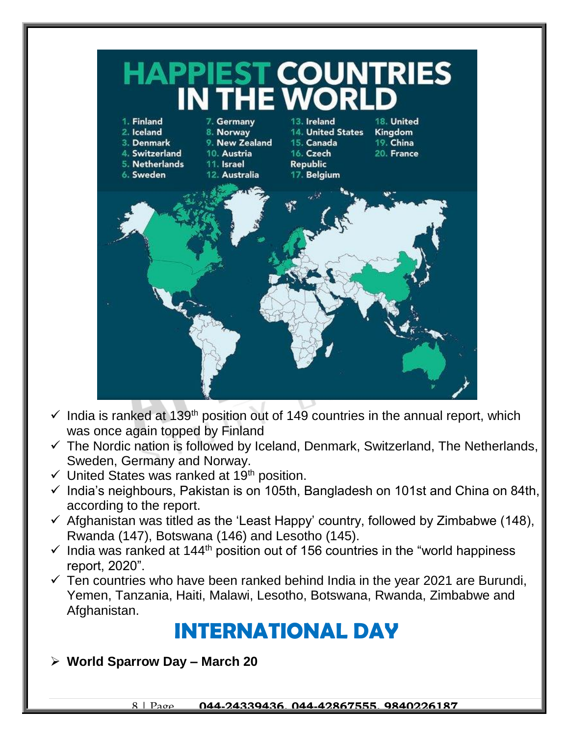# HAPPIEST COUNTRIES IN THE WORLD

1. Finland
2. Iceland
3. Denmark
4. Switzerland
5. Netherlands
6. Sweden
7. Germany
8. Norway
9. New Zealand
10. Austria
11. Israel
12. Australia
13. Ireland
14. United States
15. Canada
16. Czech Republic
17. Belgium
18. United Kingdom
19. China
20. France

- ✓ India is ranked at 139th position out of 149 countries in the annual report, which was once again topped by Finland
- ✓ The Nordic nation is followed by Iceland, Denmark, Switzerland, The Netherlands, Sweden, Germany and Norway.
- ✓ United States was ranked at 19th position.
- ✓ India's neighbours, Pakistan is on 105th, Bangladesh on 101st and China on 84th, according to the report.
- ✓ Afghanistan was titled as the 'Least Happy' country, followed by Zimbabwe (148), Rwanda (147), Botswana (146) and Lesotho (145).
- ✓ India was ranked at 144th position out of 156 countries in the "world happiness report, 2020".
- ✓ Ten countries who have been ranked behind India in the year 2021 are Burundi, Yemen, Tanzania, Haiti, Malawi, Lesotho, Botswana, Rwanda, Zimbabwe and Afghanistan.

# INTERNATIONAL DAY

- **World Sparrow Day – March 20**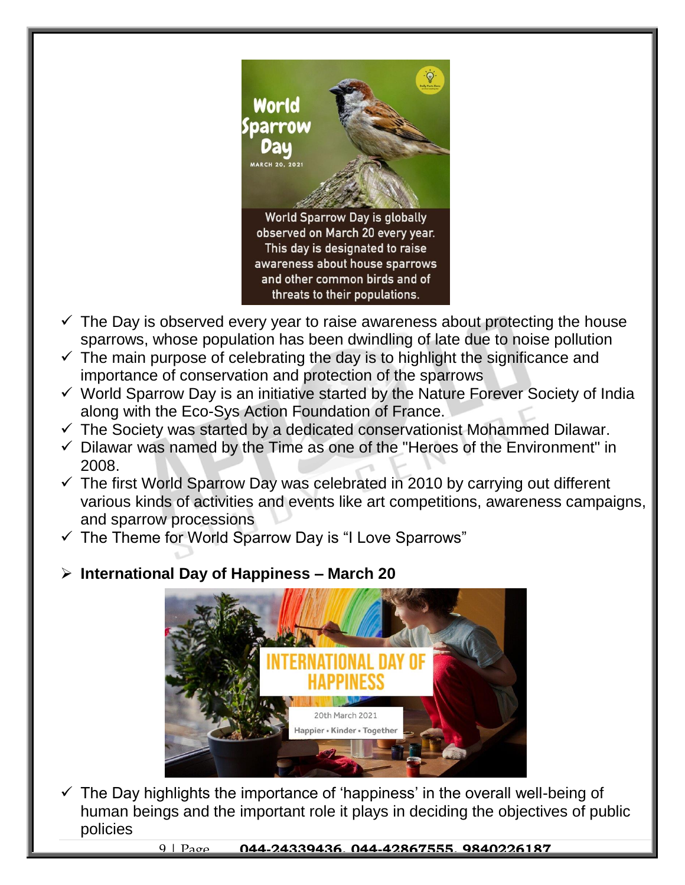- ✓ The Day is observed every year to raise awareness about protecting the house sparrows, whose population has been dwindling of late due to noise pollution
- ✓ The main purpose of celebrating the day is to highlight the significance and importance of conservation and protection of the sparrows
- ✓ World Sparrow Day is an initiative started by the Nature Forever Society of India along with the Eco-Sys Action Foundation of France.
- ✓ The Society was started by a dedicated conservationist Mohammed Dilawar.
- ✓ Dilawar was named by the Time as one of the "Heroes of the Environment" in 2008.
- ✓ The first World Sparrow Day was celebrated in 2010 by carrying out different various kinds of activities and events like art competitions, awareness campaigns, and sparrow processions
- ✓ The Theme for World Sparrow Day is "I Love Sparrows"

- **International Day of Happiness – March 20**

- ✓ The Day highlights the importance of 'happiness' in the overall well-being of human beings and the important role it plays in deciding the objectives of public policies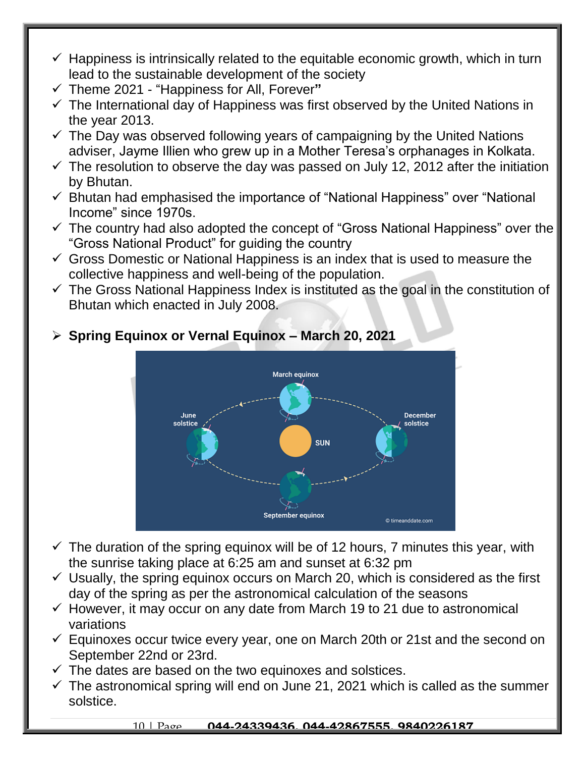- Happiness is intrinsically related to the equitable economic growth, which in turn lead to the sustainable development of the society
- Theme 2021 - "Happiness for All, Forever"
- The International day of Happiness was first observed by the United Nations in the year 2013.
- The Day was observed following years of campaigning by the United Nations adviser, Jayme Illien who grew up in a Mother Teresa's orphanages in Kolkata.
- The resolution to observe the day was passed on July 12, 2012 after the initiation by Bhutan.
- Bhutan had emphasised the importance of "National Happiness" over "National Income" since 1970s.
- The country had also adopted the concept of "Gross National Happiness" over the "Gross National Product" for guiding the country
- Gross Domestic or National Happiness is an index that is used to measure the collective happiness and well-being of the population.
- The Gross National Happiness Index is instituted as the goal in the constitution of Bhutan which enacted in July 2008.

- **Spring Equinox or Vernal Equinox – March 20, 2021**

- The duration of the spring equinox will be of 12 hours, 7 minutes this year, with the sunrise taking place at 6:25 am and sunset at 6:32 pm
- Usually, the spring equinox occurs on March 20, which is considered as the first day of the spring as per the astronomical calculation of the seasons
- However, it may occur on any date from March 19 to 21 due to astronomical variations
- Equinoxes occur twice every year, one on March 20th or 21st and the second on September 22nd or 23rd.
- The dates are based on the two equinoxes and solstices.
- The astronomical spring will end on June 21, 2021 which is called as the summer solstice.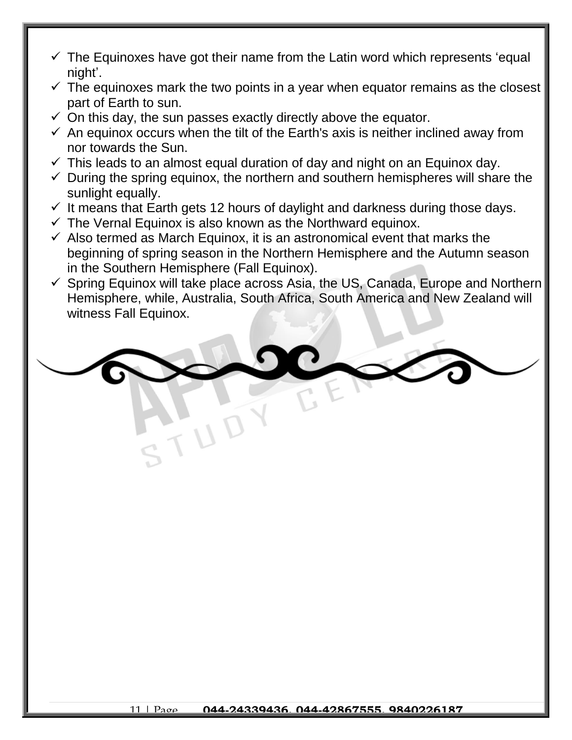- ✓ The Equinoxes have got their name from the Latin word which represents 'equal night'.
- ✓ The equinoxes mark the two points in a year when equator remains as the closest part of Earth to sun.
- ✓ On this day, the sun passes exactly directly above the equator.
- ✓ An equinox occurs when the tilt of the Earth's axis is neither inclined away from nor towards the Sun.
- ✓ This leads to an almost equal duration of day and night on an Equinox day.
- ✓ During the spring equinox, the northern and southern hemispheres will share the sunlight equally.
- ✓ It means that Earth gets 12 hours of daylight and darkness during those days.
- ✓ The Vernal Equinox is also known as the Northward equinox.
- ✓ Also termed as March Equinox, it is an astronomical event that marks the beginning of spring season in the Northern Hemisphere and the Autumn season in the Southern Hemisphere (Fall Equinox).
- ✓ Spring Equinox will take place across Asia, the US, Canada, Europe and Northern Hemisphere, while, Australia, South Africa, South America and New Zealand will witness Fall Equinox.